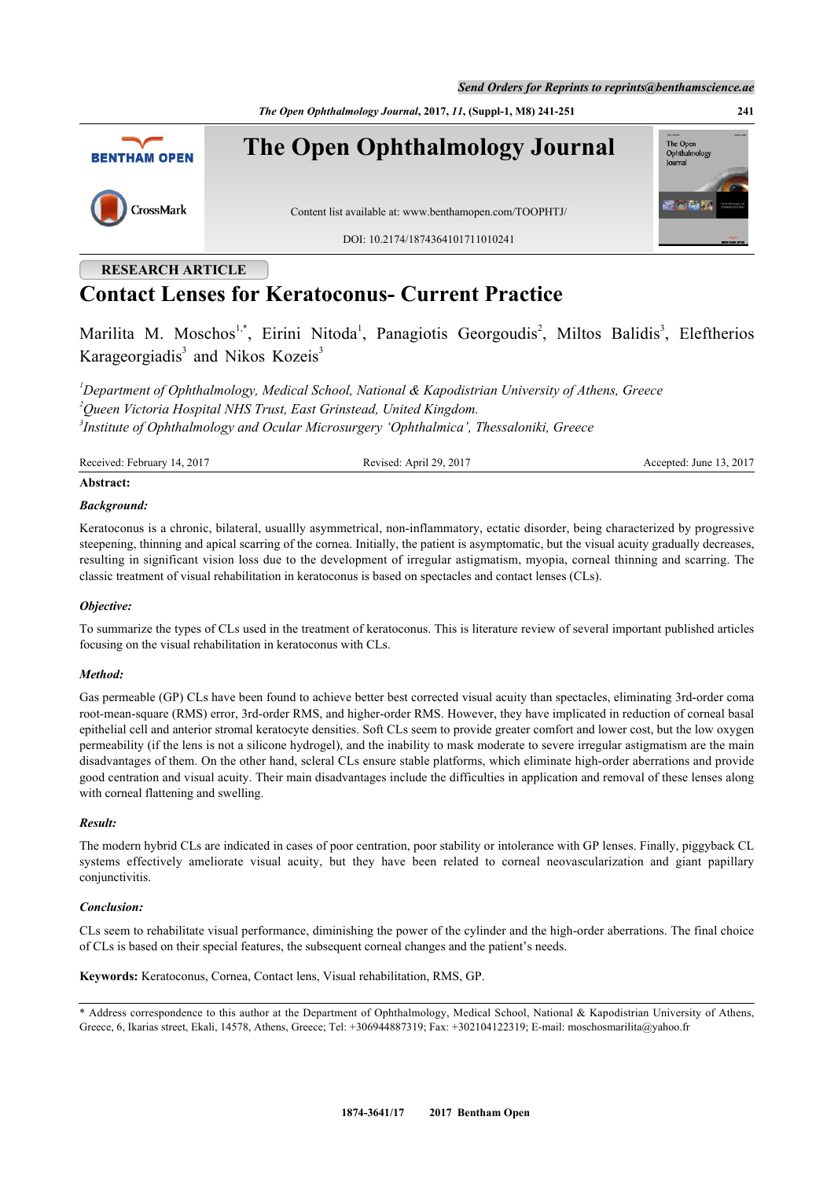RESEARCH ARTICLE

# Contact Lenses for Keratoconus- Current Practice

Marilita M. Moschos[1,*], Eirini Nitoda[1], Panagiotis Georgoudis[2], Miltos Balidis[3], Eleftherios Karageorgiadis[3] and Nikos Kozeis[3]

*[1]Department of Ophthalmology, Medical School, National & Kapodistrian University of Athens, Greece*
*[2]Queen Victoria Hospital NHS Trust, East Grinstead, United Kingdom.*
*[3]Institute of Ophthalmology and Ocular Microsurgery 'Ophthalmica', Thessaloniki, Greece*

Received: February 14, 2017 Revised: April 29, 2017 Accepted: June 13, 2017

**Abstract:**

***Background:***

Keratoconus is a chronic, bilateral, usuallly asymmetrical, non-inflammatory, ectatic disorder, being characterized by progressive steepening, thinning and apical scarring of the cornea. Initially, the patient is asymptomatic, but the visual acuity gradually decreases, resulting in significant vision loss due to the development of irregular astigmatism, myopia, corneal thinning and scarring. The classic treatment of visual rehabilitation in keratoconus is based on spectacles and contact lenses (CLs).

***Objective:***

To summarize the types of CLs used in the treatment of keratoconus. This is literature review of several important published articles focusing on the visual rehabilitation in keratoconus with CLs.

***Method:***

Gas permeable (GP) CLs have been found to achieve better best corrected visual acuity than spectacles, eliminating 3rd-order coma root-mean-square (RMS) error, 3rd-order RMS, and higher-order RMS. However, they have implicated in reduction of corneal basal epithelial cell and anterior stromal keratocyte densities. Soft CLs seem to provide greater comfort and lower cost, but the low oxygen permeability (if the lens is not a silicone hydrogel), and the inability to mask moderate to severe irregular astigmatism are the main disadvantages of them. On the other hand, scleral CLs ensure stable platforms, which eliminate high-order aberrations and provide good centration and visual acuity. Their main disadvantages include the difficulties in application and removal of these lenses along with corneal flattening and swelling.

***Result:***

The modern hybrid CLs are indicated in cases of poor centration, poor stability or intolerance with GP lenses. Finally, piggyback CL systems effectively ameliorate visual acuity, but they have been related to corneal neovascularization and giant papillary conjunctivitis.

***Conclusion:***

CLs seem to rehabilitate visual performance, diminishing the power of the cylinder and the high-order aberrations. The final choice of CLs is based on their special features, the subsequent corneal changes and the patient's needs.

**Keywords:** Keratoconus, Cornea, Contact lens, Visual rehabilitation, RMS, GP.

* Address correspondence to this author at the Department of Ophthalmology, Medical School, National & Kapodistrian University of Athens, Greece, 6, Ikarias street, Ekali, 14578, Athens, Greece; Tel: +306944887319; Fax: +302104122319; E-mail: moschosmarilita@yahoo.fr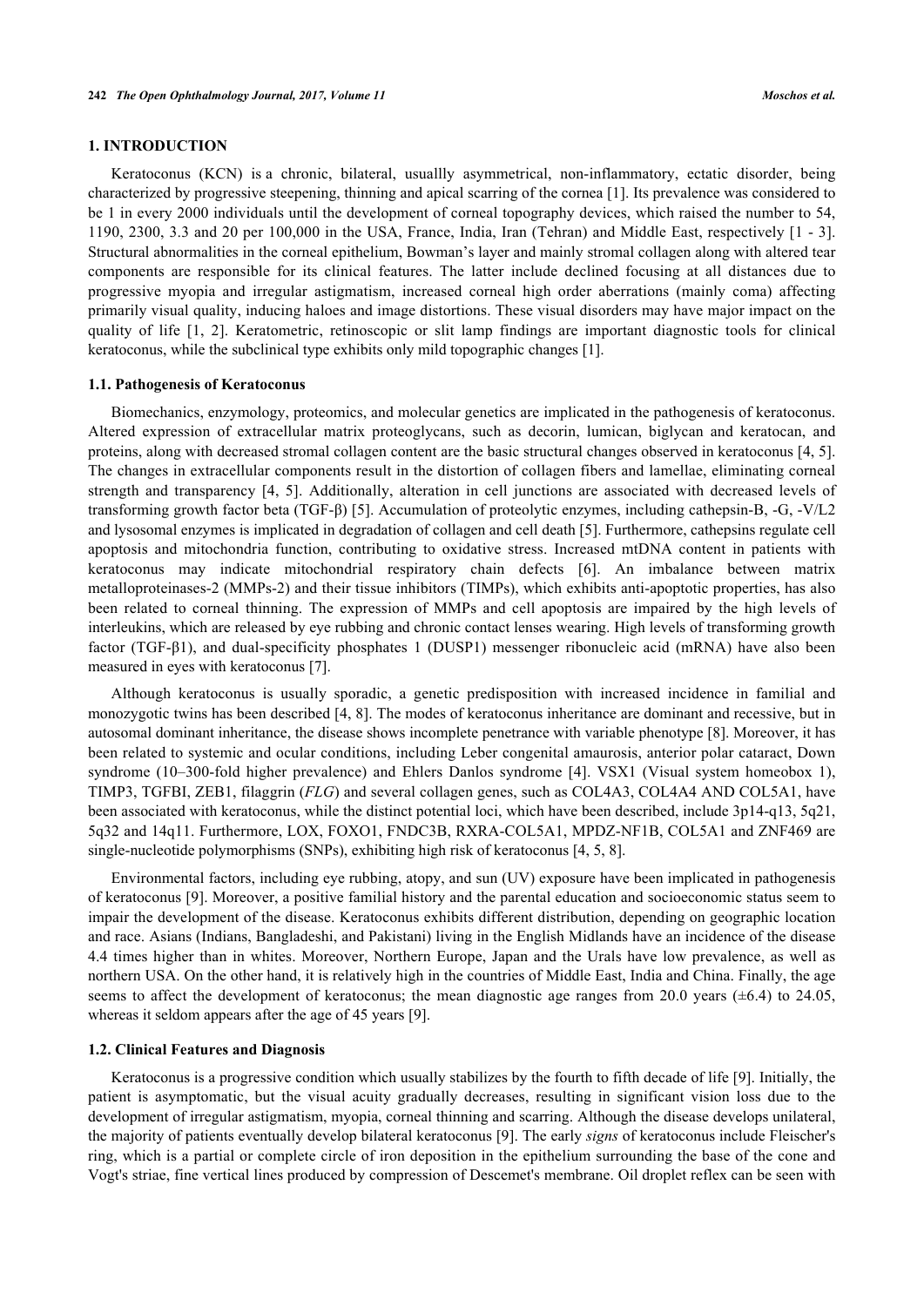## 1. INTRODUCTION

Keratoconus (KCN) is a chronic, bilateral, usuallly asymmetrical, non-inflammatory, ectatic disorder, being characterized by progressive steepening, thinning and apical scarring of the cornea [1]. Its prevalence was considered to be 1 in every 2000 individuals until the development of corneal topography devices, which raised the number to 54, 1190, 2300, 3.3 and 20 per 100,000 in the USA, France, India, Iran (Tehran) and Middle East, respectively [1 - 3]. Structural abnormalities in the corneal epithelium, Bowman's layer and mainly stromal collagen along with altered tear components are responsible for its clinical features. The latter include declined focusing at all distances due to progressive myopia and irregular astigmatism, increased corneal high order aberrations (mainly coma) affecting primarily visual quality, inducing haloes and image distortions. These visual disorders may have major impact on the quality of life [1, 2]. Keratometric, retinoscopic or slit lamp findings are important diagnostic tools for clinical keratoconus, while the subclinical type exhibits only mild topographic changes [1].

### 1.1. Pathogenesis of Keratoconus

Biomechanics, enzymology, proteomics, and molecular genetics are implicated in the pathogenesis of keratoconus. Altered expression of extracellular matrix proteoglycans, such as decorin, lumican, biglycan and keratocan, and proteins, along with decreased stromal collagen content are the basic structural changes observed in keratoconus [4, 5]. The changes in extracellular components result in the distortion of collagen fibers and lamellae, eliminating corneal strength and transparency [4, 5]. Additionally, alteration in cell junctions are associated with decreased levels of transforming growth factor beta (TGF-β) [5]. Accumulation of proteolytic enzymes, including cathepsin-B, -G, -V/L2 and lysosomal enzymes is implicated in degradation of collagen and cell death [5]. Furthermore, cathepsins regulate cell apoptosis and mitochondria function, contributing to oxidative stress. Increased mtDNA content in patients with keratoconus may indicate mitochondrial respiratory chain defects [6]. An imbalance between matrix metalloproteinases-2 (MMPs-2) and their tissue inhibitors (TIMPs), which exhibits anti-apoptotic properties, has also been related to corneal thinning. The expression of MMPs and cell apoptosis are impaired by the high levels of interleukins, which are released by eye rubbing and chronic contact lenses wearing. High levels of transforming growth factor (TGF-β1), and dual-specificity phosphates 1 (DUSP1) messenger ribonucleic acid (mRNA) have also been measured in eyes with keratoconus [7].

Although keratoconus is usually sporadic, a genetic predisposition with increased incidence in familial and monozygotic twins has been described [4, 8]. The modes of keratoconus inheritance are dominant and recessive, but in autosomal dominant inheritance, the disease shows incomplete penetrance with variable phenotype [8]. Moreover, it has been related to systemic and ocular conditions, including Leber congenital amaurosis, anterior polar cataract, Down syndrome (10–300-fold higher prevalence) and Ehlers Danlos syndrome [4]. VSX1 (Visual system homeobox 1), TIMP3, TGFBI, ZEB1, filaggrin (*FLG*) and several collagen genes, such as COL4A3, COL4A4 AND COL5A1, have been associated with keratoconus, while the distinct potential loci, which have been described, include 3p14-q13, 5q21, 5q32 and 14q11. Furthermore, LOX, FOXO1, FNDC3B, RXRA-COL5A1, MPDZ-NF1B, COL5A1 and ZNF469 are single-nucleotide polymorphisms (SNPs), exhibiting high risk of keratoconus [4, 5, 8].

Environmental factors, including eye rubbing, atopy, and sun (UV) exposure have been implicated in pathogenesis of keratoconus [9]. Moreover, a positive familial history and the parental education and socioeconomic status seem to impair the development of the disease. Keratoconus exhibits different distribution, depending on geographic location and race. Asians (Indians, Bangladeshi, and Pakistani) living in the English Midlands have an incidence of the disease 4.4 times higher than in whites. Moreover, Northern Europe, Japan and the Urals have low prevalence, as well as northern USA. On the other hand, it is relatively high in the countries of Middle East, India and China. Finally, the age seems to affect the development of keratoconus; the mean diagnostic age ranges from 20.0 years (±6.4) to 24.05, whereas it seldom appears after the age of 45 years [9].

### 1.2. Clinical Features and Diagnosis

Keratoconus is a progressive condition which usually stabilizes by the fourth to fifth decade of life [9]. Initially, the patient is asymptomatic, but the visual acuity gradually decreases, resulting in significant vision loss due to the development of irregular astigmatism, myopia, corneal thinning and scarring. Although the disease develops unilateral, the majority of patients eventually develop bilateral keratoconus [9]. The early *signs* of keratoconus include Fleischer's ring, which is a partial or complete circle of iron deposition in the epithelium surrounding the base of the cone and Vogt's striae, fine vertical lines produced by compression of Descemet's membrane. Oil droplet reflex can be seen with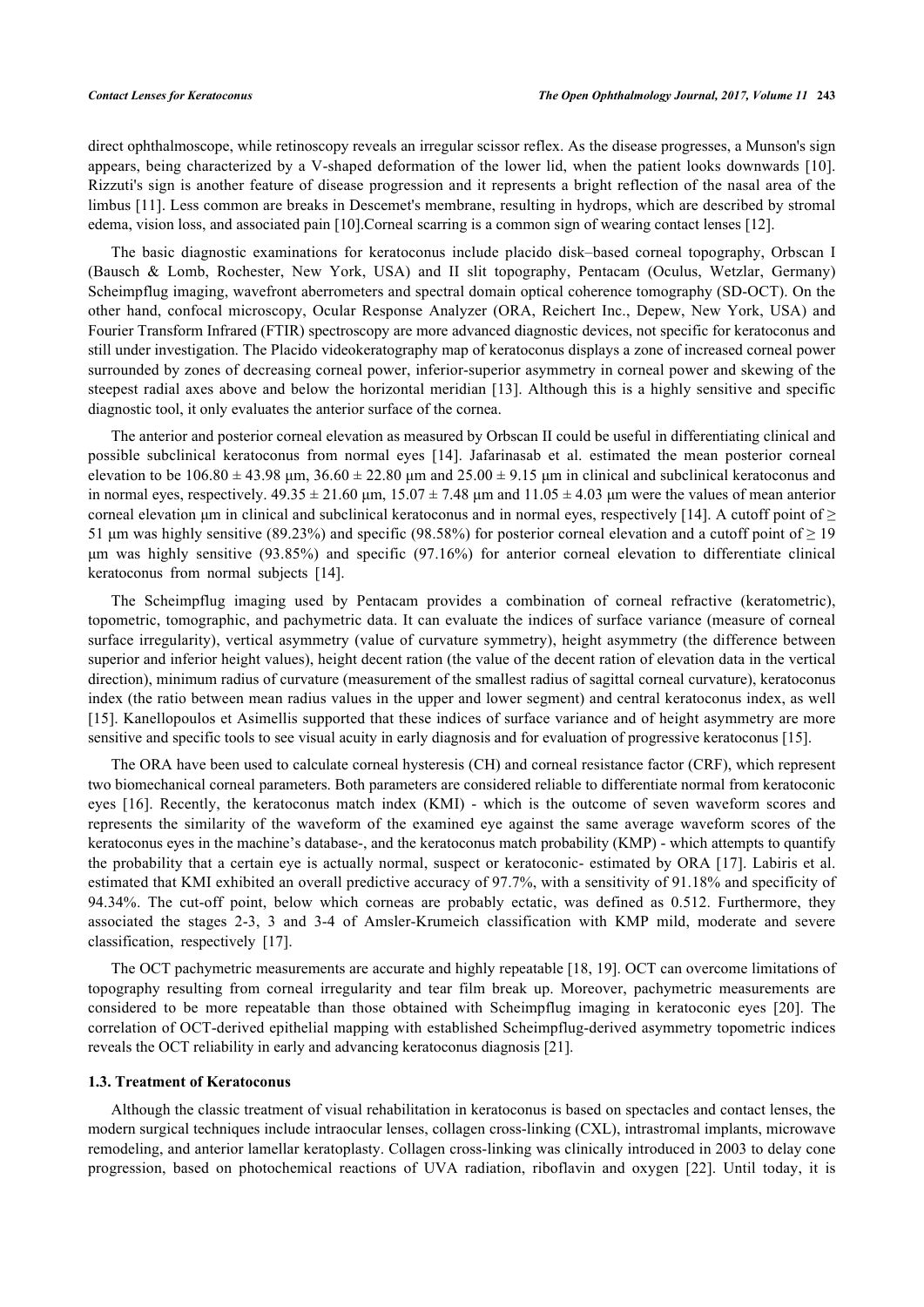direct ophthalmoscope, while retinoscopy reveals an irregular scissor reflex. As the disease progresses, a Munson's sign appears, being characterized by a V-shaped deformation of the lower lid, when the patient looks downwards [10]. Rizzuti's sign is another feature of disease progression and it represents a bright reflection of the nasal area of the limbus [11]. Less common are breaks in Descemet's membrane, resulting in hydrops, which are described by stromal edema, vision loss, and associated pain [10].Corneal scarring is a common sign of wearing contact lenses [12].

The basic diagnostic examinations for keratoconus include placido disk–based corneal topography, Orbscan I (Bausch & Lomb, Rochester, New York, USA) and II slit topography, Pentacam (Oculus, Wetzlar, Germany) Scheimpflug imaging, wavefront aberrometers and spectral domain optical coherence tomography (SD-OCT). On the other hand, confocal microscopy, Ocular Response Analyzer (ORA, Reichert Inc., Depew, New York, USA) and Fourier Transform Infrared (FTIR) spectroscopy are more advanced diagnostic devices, not specific for keratoconus and still under investigation. The Placido videokeratography map of keratoconus displays a zone of increased corneal power surrounded by zones of decreasing corneal power, inferior-superior asymmetry in corneal power and skewing of the steepest radial axes above and below the horizontal meridian [13]. Although this is a highly sensitive and specific diagnostic tool, it only evaluates the anterior surface of the cornea.

The anterior and posterior corneal elevation as measured by Orbscan II could be useful in differentiating clinical and possible subclinical keratoconus from normal eyes [14]. Jafarinasab et al. estimated the mean posterior corneal elevation to be $106.80 \pm 43.98$ μm, $36.60 \pm 22.80$ μm and $25.00 \pm 9.15$ μm in clinical and subclinical keratoconus and in normal eyes, respectively. $49.35 \pm 21.60$ μm, $15.07 \pm 7.48$ μm and $11.05 \pm 4.03$ μm were the values of mean anterior corneal elevation μm in clinical and subclinical keratoconus and in normal eyes, respectively [14]. A cutoff point of $\geq$ 51 μm was highly sensitive (89.23%) and specific (98.58%) for posterior corneal elevation and a cutoff point of $\geq$ 19 μm was highly sensitive (93.85%) and specific (97.16%) for anterior corneal elevation to differentiate clinical keratoconus from normal subjects [14].

The Scheimpflug imaging used by Pentacam provides a combination of corneal refractive (keratometric), topometric, tomographic, and pachymetric data. It can evaluate the indices of surface variance (measure of corneal surface irregularity), vertical asymmetry (value of curvature symmetry), height asymmetry (the difference between superior and inferior height values), height decent ration (the value of the decent ration of elevation data in the vertical direction), minimum radius of curvature (measurement of the smallest radius of sagittal corneal curvature), keratoconus index (the ratio between mean radius values in the upper and lower segment) and central keratoconus index, as well [15]. Kanellopoulos et Asimellis supported that these indices of surface variance and of height asymmetry are more sensitive and specific tools to see visual acuity in early diagnosis and for evaluation of progressive keratoconus [15].

The ORA have been used to calculate corneal hysteresis (CH) and corneal resistance factor (CRF), which represent two biomechanical corneal parameters. Both parameters are considered reliable to differentiate normal from keratoconic eyes [16]. Recently, the keratoconus match index (KMI) - which is the outcome of seven waveform scores and represents the similarity of the waveform of the examined eye against the same average waveform scores of the keratoconus eyes in the machine's database-, and the keratoconus match probability (KMP) - which attempts to quantify the probability that a certain eye is actually normal, suspect or keratoconic- estimated by ORA [17]. Labiris et al. estimated that KMI exhibited an overall predictive accuracy of 97.7%, with a sensitivity of 91.18% and specificity of 94.34%. The cut-off point, below which corneas are probably ectatic, was defined as 0.512. Furthermore, they associated the stages 2-3, 3 and 3-4 of Amsler-Krumeich classification with KMP mild, moderate and severe classification, respectively [17].

The OCT pachymetric measurements are accurate and highly repeatable [18, 19]. OCT can overcome limitations of topography resulting from corneal irregularity and tear film break up. Moreover, pachymetric measurements are considered to be more repeatable than those obtained with Scheimpflug imaging in keratoconic eyes [20]. The correlation of OCT-derived epithelial mapping with established Scheimpflug-derived asymmetry topometric indices reveals the OCT reliability in early and advancing keratoconus diagnosis [21].

### 1.3. Treatment of Keratoconus

Although the classic treatment of visual rehabilitation in keratoconus is based on spectacles and contact lenses, the modern surgical techniques include intraocular lenses, collagen cross-linking (CXL), intrastromal implants, microwave remodeling, and anterior lamellar keratoplasty. Collagen cross-linking was clinically introduced in 2003 to delay cone progression, based on photochemical reactions of UVA radiation, riboflavin and oxygen [22]. Until today, it is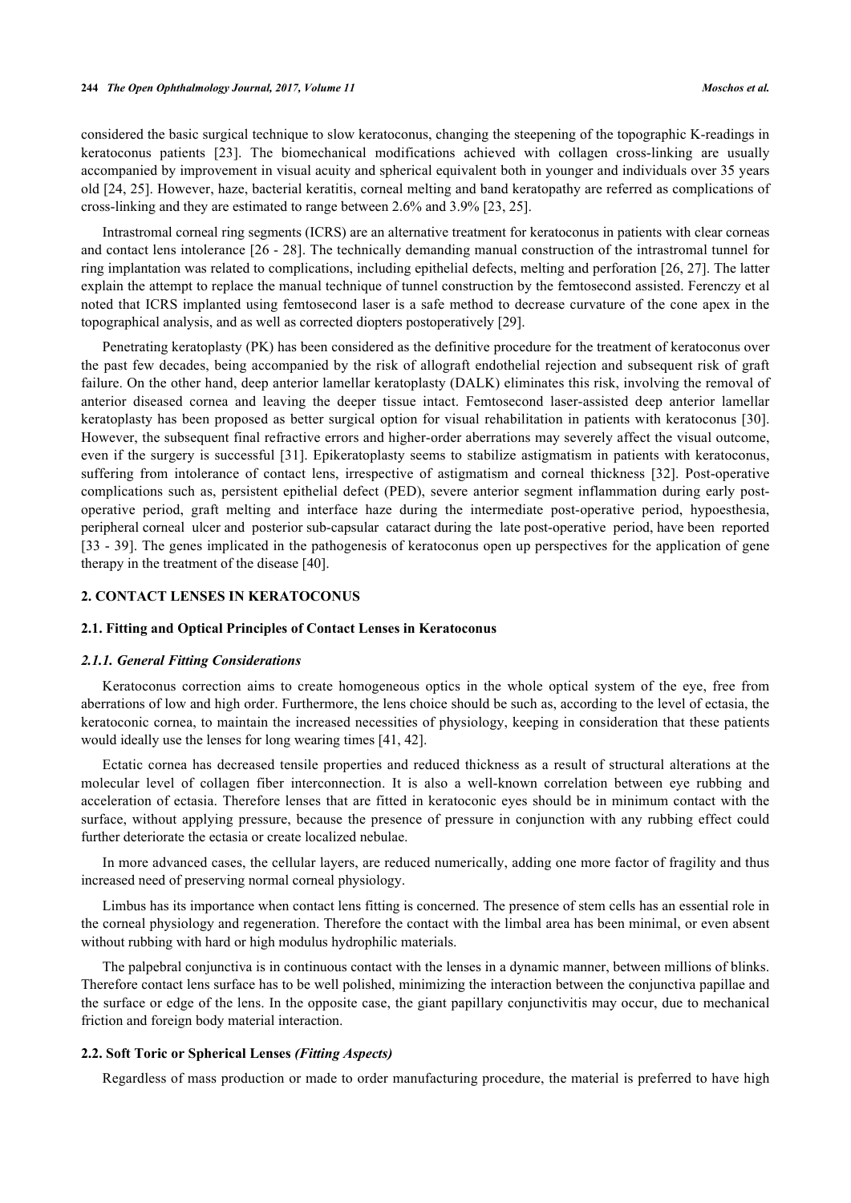considered the basic surgical technique to slow keratoconus, changing the steepening of the topographic K-readings in keratoconus patients [23]. The biomechanical modifications achieved with collagen cross-linking are usually accompanied by improvement in visual acuity and spherical equivalent both in younger and individuals over 35 years old [24, 25]. However, haze, bacterial keratitis, corneal melting and band keratopathy are referred as complications of cross-linking and they are estimated to range between 2.6% and 3.9% [23, 25].

Intrastromal corneal ring segments (ICRS) are an alternative treatment for keratoconus in patients with clear corneas and contact lens intolerance [26 - 28]. The technically demanding manual construction of the intrastromal tunnel for ring implantation was related to complications, including epithelial defects, melting and perforation [26, 27]. The latter explain the attempt to replace the manual technique of tunnel construction by the femtosecond assisted. Ferenczy et al noted that ICRS implanted using femtosecond laser is a safe method to decrease curvature of the cone apex in the topographical analysis, and as well as corrected diopters postoperatively [29].

Penetrating keratoplasty (PK) has been considered as the definitive procedure for the treatment of keratoconus over the past few decades, being accompanied by the risk of allograft endothelial rejection and subsequent risk of graft failure. On the other hand, deep anterior lamellar keratoplasty (DALK) eliminates this risk, involving the removal of anterior diseased cornea and leaving the deeper tissue intact. Femtosecond laser-assisted deep anterior lamellar keratoplasty has been proposed as better surgical option for visual rehabilitation in patients with keratoconus [30]. However, the subsequent final refractive errors and higher-order aberrations may severely affect the visual outcome, even if the surgery is successful [31]. Epikeratoplasty seems to stabilize astigmatism in patients with keratoconus, suffering from intolerance of contact lens, irrespective of astigmatism and corneal thickness [32]. Post-operative complications such as, persistent epithelial defect (PED), severe anterior segment inflammation during early post-operative period, graft melting and interface haze during the intermediate post-operative period, hypoesthesia, peripheral corneal ulcer and posterior sub-capsular cataract during the late post-operative period, have been reported [33 - 39]. The genes implicated in the pathogenesis of keratoconus open up perspectives for the application of gene therapy in the treatment of the disease [40].

## 2. CONTACT LENSES IN KERATOCONUS

### 2.1. Fitting and Optical Principles of Contact Lenses in Keratoconus

#### *2.1.1. General Fitting Considerations*

Keratoconus correction aims to create homogeneous optics in the whole optical system of the eye, free from aberrations of low and high order. Furthermore, the lens choice should be such as, according to the level of ectasia, the keratoconic cornea, to maintain the increased necessities of physiology, keeping in consideration that these patients would ideally use the lenses for long wearing times [41, 42].

Ectatic cornea has decreased tensile properties and reduced thickness as a result of structural alterations at the molecular level of collagen fiber interconnection. It is also a well-known correlation between eye rubbing and acceleration of ectasia. Therefore lenses that are fitted in keratoconic eyes should be in minimum contact with the surface, without applying pressure, because the presence of pressure in conjunction with any rubbing effect could further deteriorate the ectasia or create localized nebulae.

In more advanced cases, the cellular layers, are reduced numerically, adding one more factor of fragility and thus increased need of preserving normal corneal physiology.

Limbus has its importance when contact lens fitting is concerned. The presence of stem cells has an essential role in the corneal physiology and regeneration. Therefore the contact with the limbal area has been minimal, or even absent without rubbing with hard or high modulus hydrophilic materials.

The palpebral conjunctiva is in continuous contact with the lenses in a dynamic manner, between millions of blinks. Therefore contact lens surface has to be well polished, minimizing the interaction between the conjunctiva papillae and the surface or edge of the lens. In the opposite case, the giant papillary conjunctivitis may occur, due to mechanical friction and foreign body material interaction.

### 2.2. Soft Toric or Spherical Lenses *(Fitting Aspects)*

Regardless of mass production or made to order manufacturing procedure, the material is preferred to have high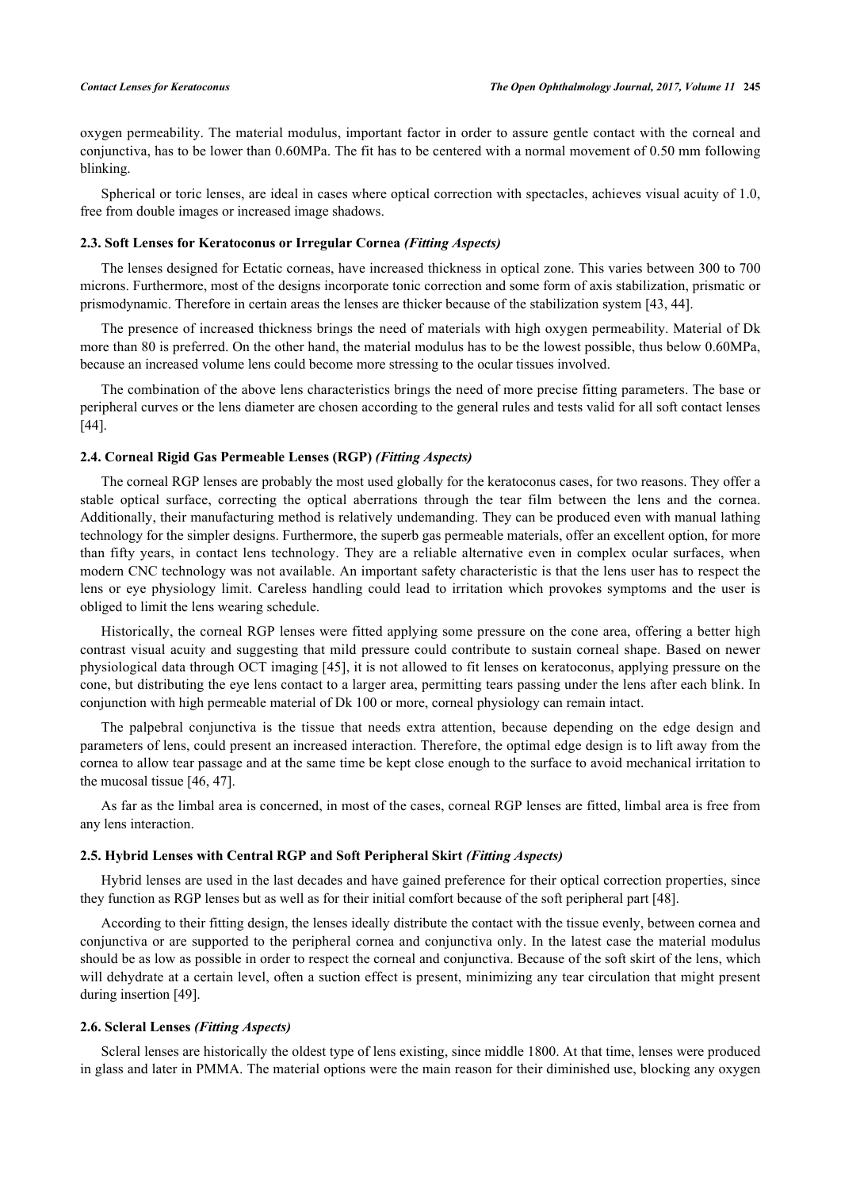oxygen permeability. The material modulus, important factor in order to assure gentle contact with the corneal and conjunctiva, has to be lower than 0.60MPa. The fit has to be centered with a normal movement of 0.50 mm following blinking.

Spherical or toric lenses, are ideal in cases where optical correction with spectacles, achieves visual acuity of 1.0, free from double images or increased image shadows.

### 2.3. Soft Lenses for Keratoconus or Irregular Cornea *(Fitting Aspects)*

The lenses designed for Ectatic corneas, have increased thickness in optical zone. This varies between 300 to 700 microns. Furthermore, most of the designs incorporate tonic correction and some form of axis stabilization, prismatic or prismodynamic. Therefore in certain areas the lenses are thicker because of the stabilization system [43, 44].

The presence of increased thickness brings the need of materials with high oxygen permeability. Material of Dk more than 80 is preferred. On the other hand, the material modulus has to be the lowest possible, thus below 0.60MPa, because an increased volume lens could become more stressing to the ocular tissues involved.

The combination of the above lens characteristics brings the need of more precise fitting parameters. The base or peripheral curves or the lens diameter are chosen according to the general rules and tests valid for all soft contact lenses [44].

### 2.4. Corneal Rigid Gas Permeable Lenses (RGP) *(Fitting Aspects)*

The corneal RGP lenses are probably the most used globally for the keratoconus cases, for two reasons. They offer a stable optical surface, correcting the optical aberrations through the tear film between the lens and the cornea. Additionally, their manufacturing method is relatively undemanding. They can be produced even with manual lathing technology for the simpler designs. Furthermore, the superb gas permeable materials, offer an excellent option, for more than fifty years, in contact lens technology. They are a reliable alternative even in complex ocular surfaces, when modern CNC technology was not available. An important safety characteristic is that the lens user has to respect the lens or eye physiology limit. Careless handling could lead to irritation which provokes symptoms and the user is obliged to limit the lens wearing schedule.

Historically, the corneal RGP lenses were fitted applying some pressure on the cone area, offering a better high contrast visual acuity and suggesting that mild pressure could contribute to sustain corneal shape. Based on newer physiological data through OCT imaging [45], it is not allowed to fit lenses on keratoconus, applying pressure on the cone, but distributing the eye lens contact to a larger area, permitting tears passing under the lens after each blink. In conjunction with high permeable material of Dk 100 or more, corneal physiology can remain intact.

The palpebral conjunctiva is the tissue that needs extra attention, because depending on the edge design and parameters of lens, could present an increased interaction. Therefore, the optimal edge design is to lift away from the cornea to allow tear passage and at the same time be kept close enough to the surface to avoid mechanical irritation to the mucosal tissue [46, 47].

As far as the limbal area is concerned, in most of the cases, corneal RGP lenses are fitted, limbal area is free from any lens interaction.

### 2.5. Hybrid Lenses with Central RGP and Soft Peripheral Skirt *(Fitting Aspects)*

Hybrid lenses are used in the last decades and have gained preference for their optical correction properties, since they function as RGP lenses but as well as for their initial comfort because of the soft peripheral part [48].

According to their fitting design, the lenses ideally distribute the contact with the tissue evenly, between cornea and conjunctiva or are supported to the peripheral cornea and conjunctiva only. In the latest case the material modulus should be as low as possible in order to respect the corneal and conjunctiva. Because of the soft skirt of the lens, which will dehydrate at a certain level, often a suction effect is present, minimizing any tear circulation that might present during insertion [49].

### 2.6. Scleral Lenses *(Fitting Aspects)*

Scleral lenses are historically the oldest type of lens existing, since middle 1800. At that time, lenses were produced in glass and later in PMMA. The material options were the main reason for their diminished use, blocking any oxygen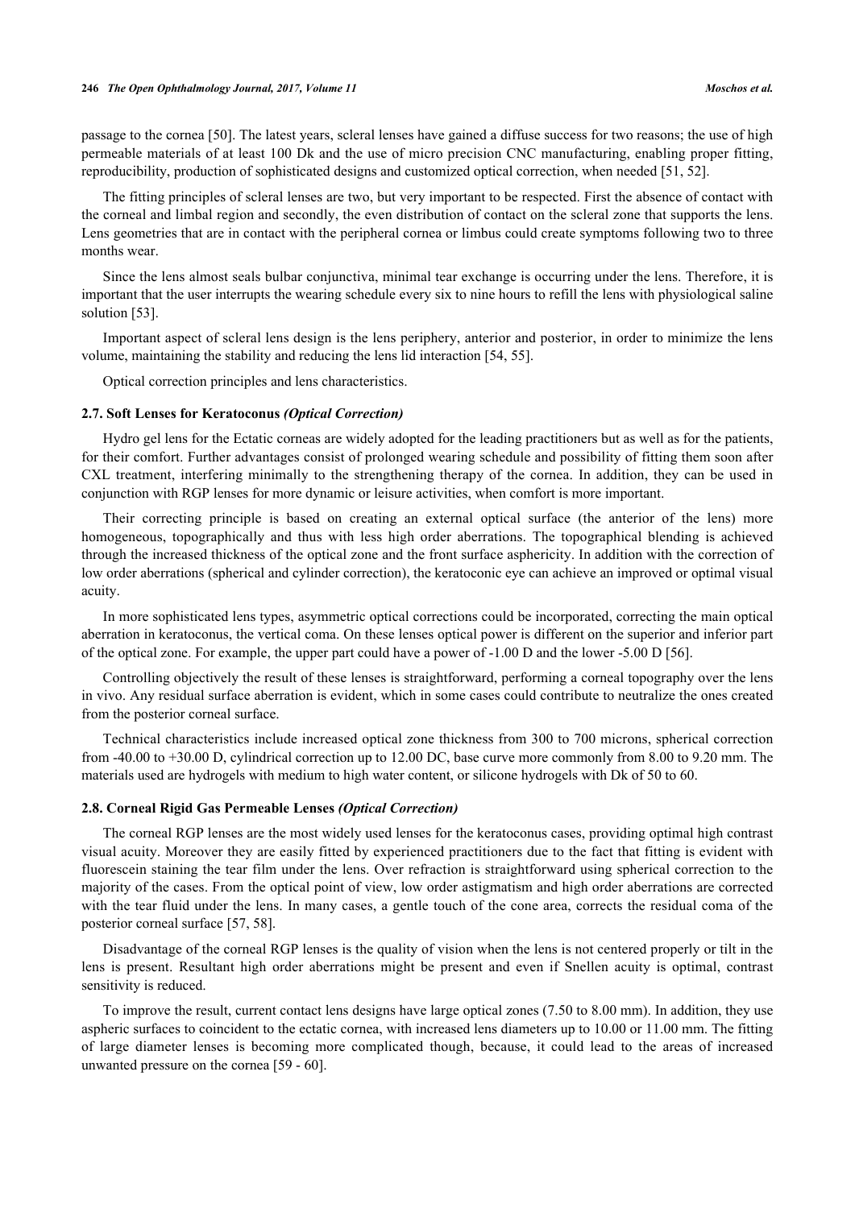passage to the cornea [50]. The latest years, scleral lenses have gained a diffuse success for two reasons; the use of high permeable materials of at least 100 Dk and the use of micro precision CNC manufacturing, enabling proper fitting, reproducibility, production of sophisticated designs and customized optical correction, when needed [51, 52].

The fitting principles of scleral lenses are two, but very important to be respected. First the absence of contact with the corneal and limbal region and secondly, the even distribution of contact on the scleral zone that supports the lens. Lens geometries that are in contact with the peripheral cornea or limbus could create symptoms following two to three months wear.

Since the lens almost seals bulbar conjunctiva, minimal tear exchange is occurring under the lens. Therefore, it is important that the user interrupts the wearing schedule every six to nine hours to refill the lens with physiological saline solution [53].

Important aspect of scleral lens design is the lens periphery, anterior and posterior, in order to minimize the lens volume, maintaining the stability and reducing the lens lid interaction [54, 55].

Optical correction principles and lens characteristics.

### 2.7. Soft Lenses for Keratoconus *(Optical Correction)*

Hydro gel lens for the Ectatic corneas are widely adopted for the leading practitioners but as well as for the patients, for their comfort. Further advantages consist of prolonged wearing schedule and possibility of fitting them soon after CXL treatment, interfering minimally to the strengthening therapy of the cornea. In addition, they can be used in conjunction with RGP lenses for more dynamic or leisure activities, when comfort is more important.

Their correcting principle is based on creating an external optical surface (the anterior of the lens) more homogeneous, topographically and thus with less high order aberrations. The topographical blending is achieved through the increased thickness of the optical zone and the front surface asphericity. In addition with the correction of low order aberrations (spherical and cylinder correction), the keratoconic eye can achieve an improved or optimal visual acuity.

In more sophisticated lens types, asymmetric optical corrections could be incorporated, correcting the main optical aberration in keratoconus, the vertical coma. On these lenses optical power is different on the superior and inferior part of the optical zone. For example, the upper part could have a power of -1.00 D and the lower -5.00 D [56].

Controlling objectively the result of these lenses is straightforward, performing a corneal topography over the lens in vivo. Any residual surface aberration is evident, which in some cases could contribute to neutralize the ones created from the posterior corneal surface.

Technical characteristics include increased optical zone thickness from 300 to 700 microns, spherical correction from -40.00 to +30.00 D, cylindrical correction up to 12.00 DC, base curve more commonly from 8.00 to 9.20 mm. The materials used are hydrogels with medium to high water content, or silicone hydrogels with Dk of 50 to 60.

### 2.8. Corneal Rigid Gas Permeable Lenses *(Optical Correction)*

The corneal RGP lenses are the most widely used lenses for the keratoconus cases, providing optimal high contrast visual acuity. Moreover they are easily fitted by experienced practitioners due to the fact that fitting is evident with fluorescein staining the tear film under the lens. Over refraction is straightforward using spherical correction to the majority of the cases. From the optical point of view, low order astigmatism and high order aberrations are corrected with the tear fluid under the lens. In many cases, a gentle touch of the cone area, corrects the residual coma of the posterior corneal surface [57, 58].

Disadvantage of the corneal RGP lenses is the quality of vision when the lens is not centered properly or tilt in the lens is present. Resultant high order aberrations might be present and even if Snellen acuity is optimal, contrast sensitivity is reduced.

To improve the result, current contact lens designs have large optical zones (7.50 to 8.00 mm). In addition, they use aspheric surfaces to coincident to the ectatic cornea, with increased lens diameters up to 10.00 or 11.00 mm. The fitting of large diameter lenses is becoming more complicated though, because, it could lead to the areas of increased unwanted pressure on the cornea [59 - 60].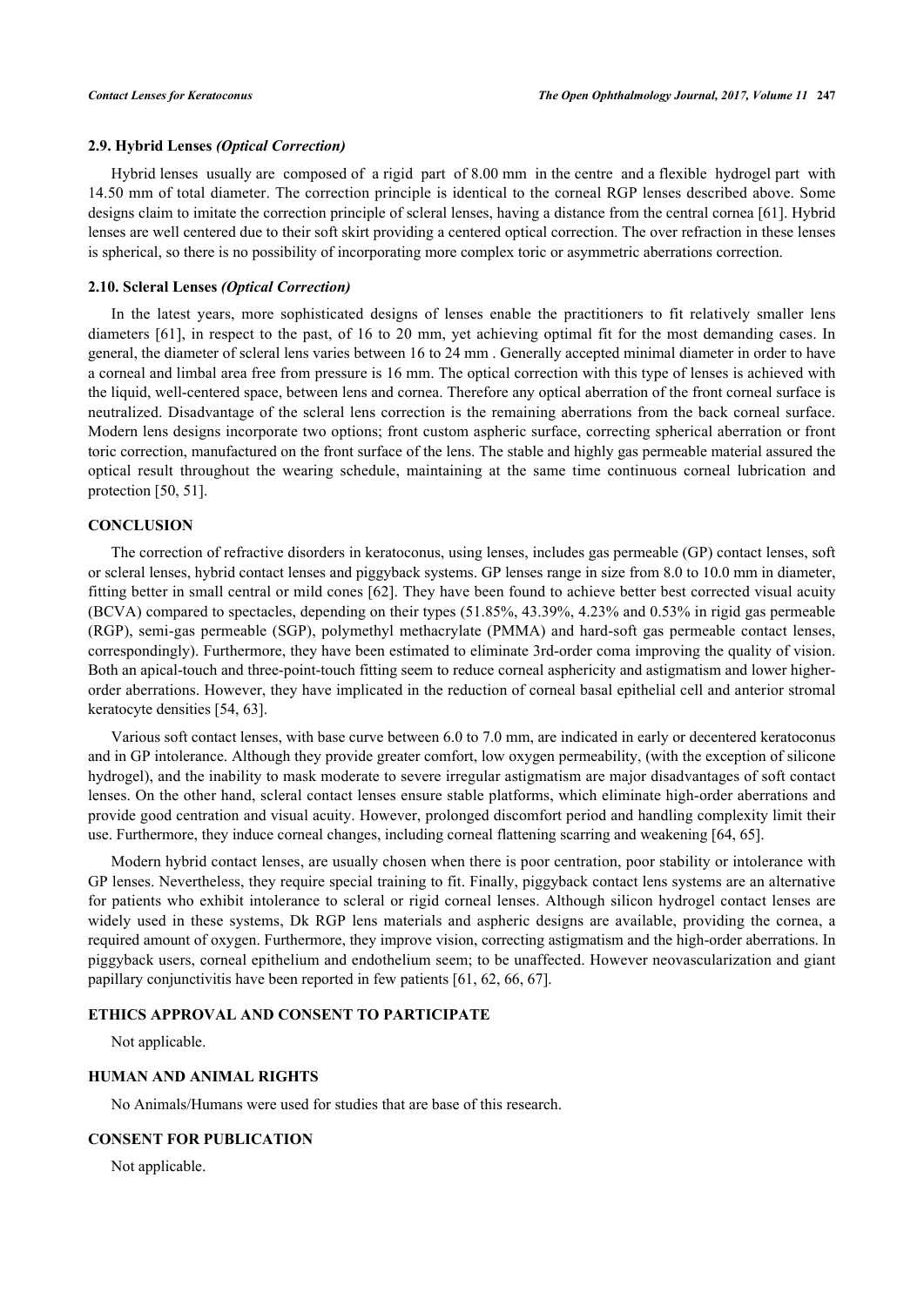### 2.9. Hybrid Lenses *(Optical Correction)*

Hybrid lenses usually are composed of a rigid part of 8.00 mm in the centre and a flexible hydrogel part with 14.50 mm of total diameter. The correction principle is identical to the corneal RGP lenses described above. Some designs claim to imitate the correction principle of scleral lenses, having a distance from the central cornea [61]. Hybrid lenses are well centered due to their soft skirt providing a centered optical correction. The over refraction in these lenses is spherical, so there is no possibility of incorporating more complex toric or asymmetric aberrations correction.

### 2.10. Scleral Lenses *(Optical Correction)*

In the latest years, more sophisticated designs of lenses enable the practitioners to fit relatively smaller lens diameters [61], in respect to the past, of 16 to 20 mm, yet achieving optimal fit for the most demanding cases. In general, the diameter of scleral lens varies between 16 to 24 mm . Generally accepted minimal diameter in order to have a corneal and limbal area free from pressure is 16 mm. The optical correction with this type of lenses is achieved with the liquid, well-centered space, between lens and cornea. Therefore any optical aberration of the front corneal surface is neutralized. Disadvantage of the scleral lens correction is the remaining aberrations from the back corneal surface. Modern lens designs incorporate two options; front custom aspheric surface, correcting spherical aberration or front toric correction, manufactured on the front surface of the lens. The stable and highly gas permeable material assured the optical result throughout the wearing schedule, maintaining at the same time continuous corneal lubrication and protection [50, 51].

## CONCLUSION

The correction of refractive disorders in keratoconus, using lenses, includes gas permeable (GP) contact lenses, soft or scleral lenses, hybrid contact lenses and piggyback systems. GP lenses range in size from 8.0 to 10.0 mm in diameter, fitting better in small central or mild cones [62]. They have been found to achieve better best corrected visual acuity (BCVA) compared to spectacles, depending on their types (51.85%, 43.39%, 4.23% and 0.53% in rigid gas permeable (RGP), semi-gas permeable (SGP), polymethyl methacrylate (PMMA) and hard-soft gas permeable contact lenses, correspondingly). Furthermore, they have been estimated to eliminate 3rd-order coma improving the quality of vision. Both an apical-touch and three-point-touch fitting seem to reduce corneal asphericity and astigmatism and lower higher-order aberrations. However, they have implicated in the reduction of corneal basal epithelial cell and anterior stromal keratocyte densities [54, 63].

Various soft contact lenses, with base curve between 6.0 to 7.0 mm, are indicated in early or decentered keratoconus and in GP intolerance. Although they provide greater comfort, low oxygen permeability, (with the exception of silicone hydrogel), and the inability to mask moderate to severe irregular astigmatism are major disadvantages of soft contact lenses. On the other hand, scleral contact lenses ensure stable platforms, which eliminate high-order aberrations and provide good centration and visual acuity. However, prolonged discomfort period and handling complexity limit their use. Furthermore, they induce corneal changes, including corneal flattening scarring and weakening [64, 65].

Modern hybrid contact lenses, are usually chosen when there is poor centration, poor stability or intolerance with GP lenses. Nevertheless, they require special training to fit. Finally, piggyback contact lens systems are an alternative for patients who exhibit intolerance to scleral or rigid corneal lenses. Although silicon hydrogel contact lenses are widely used in these systems, Dk RGP lens materials and aspheric designs are available, providing the cornea, a required amount of oxygen. Furthermore, they improve vision, correcting astigmatism and the high-order aberrations. In piggyback users, corneal epithelium and endothelium seem; to be unaffected. However neovascularization and giant papillary conjunctivitis have been reported in few patients [61, 62, 66, 67].

## ETHICS APPROVAL AND CONSENT TO PARTICIPATE

Not applicable.

## HUMAN AND ANIMAL RIGHTS

No Animals/Humans were used for studies that are base of this research.

## CONSENT FOR PUBLICATION

Not applicable.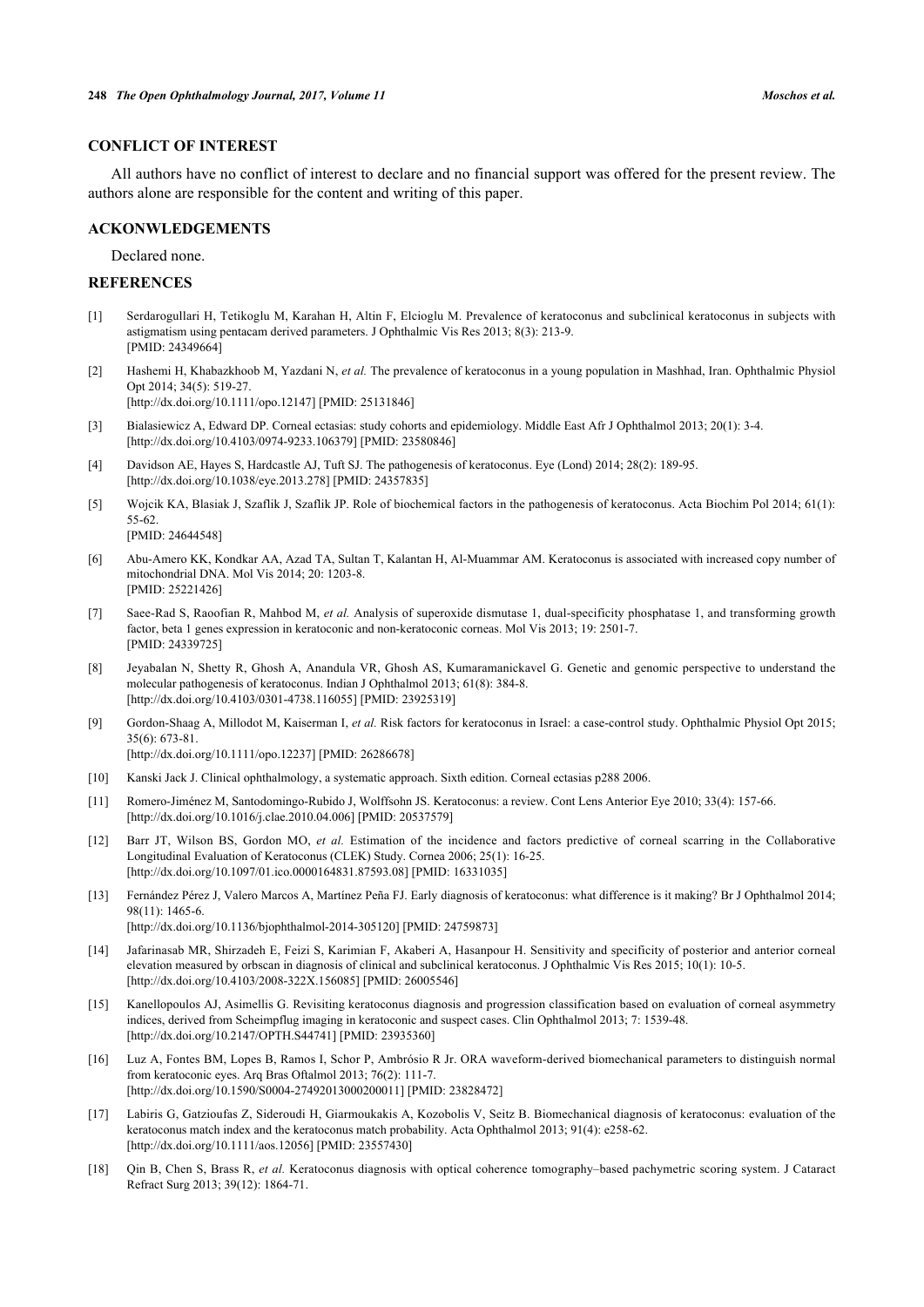## CONFLICT OF INTEREST

All authors have no conflict of interest to declare and no financial support was offered for the present review. The authors alone are responsible for the content and writing of this paper.

## ACKONWLEDGEMENTS

Declared none.

## REFERENCES

[1] Serdarogullari H, Tetikoglu M, Karahan H, Altin F, Elcioglu M. Prevalence of keratoconus and subclinical keratoconus in subjects with astigmatism using pentacam derived parameters. J Ophthalmic Vis Res 2013; 8(3): 213-9. [PMID: 24349664]

[2] Hashemi H, Khabazkhoob M, Yazdani N, *et al.* The prevalence of keratoconus in a young population in Mashhad, Iran. Ophthalmic Physiol Opt 2014; 34(5): 519-27. [http://dx.doi.org/10.1111/opo.12147] [PMID: 25131846]

[3] Bialasiewicz A, Edward DP. Corneal ectasias: study cohorts and epidemiology. Middle East Afr J Ophthalmol 2013; 20(1): 3-4. [http://dx.doi.org/10.4103/0974-9233.106379] [PMID: 23580846]

[4] Davidson AE, Hayes S, Hardcastle AJ, Tuft SJ. The pathogenesis of keratoconus. Eye (Lond) 2014; 28(2): 189-95. [http://dx.doi.org/10.1038/eye.2013.278] [PMID: 24357835]

[5] Wojcik KA, Blasiak J, Szaflik J, Szaflik JP. Role of biochemical factors in the pathogenesis of keratoconus. Acta Biochim Pol 2014; 61(1): 55-62. [PMID: 24644548]

[6] Abu-Amero KK, Kondkar AA, Azad TA, Sultan T, Kalantan H, Al-Muammar AM. Keratoconus is associated with increased copy number of mitochondrial DNA. Mol Vis 2014; 20: 1203-8. [PMID: 25221426]

[7] Saee-Rad S, Raoofian R, Mahbod M, *et al.* Analysis of superoxide dismutase 1, dual-specificity phosphatase 1, and transforming growth factor, beta 1 genes expression in keratoconic and non-keratoconic corneas. Mol Vis 2013; 19: 2501-7. [PMID: 24339725]

[8] Jeyabalan N, Shetty R, Ghosh A, Anandula VR, Ghosh AS, Kumaramanickavel G. Genetic and genomic perspective to understand the molecular pathogenesis of keratoconus. Indian J Ophthalmol 2013; 61(8): 384-8. [http://dx.doi.org/10.4103/0301-4738.116055] [PMID: 23925319]

[9] Gordon-Shaag A, Millodot M, Kaiserman I, *et al.* Risk factors for keratoconus in Israel: a case-control study. Ophthalmic Physiol Opt 2015; 35(6): 673-81. [http://dx.doi.org/10.1111/opo.12237] [PMID: 26286678]

[10] Kanski Jack J. Clinical ophthalmology, a systematic approach. Sixth edition. Corneal ectasias p288 2006.

[11] Romero-Jiménez M, Santodomingo-Rubido J, Wolffsohn JS. Keratoconus: a review. Cont Lens Anterior Eye 2010; 33(4): 157-66. [http://dx.doi.org/10.1016/j.clae.2010.04.006] [PMID: 20537579]

[12] Barr JT, Wilson BS, Gordon MO, *et al.* Estimation of the incidence and factors predictive of corneal scarring in the Collaborative Longitudinal Evaluation of Keratoconus (CLEK) Study. Cornea 2006; 25(1): 16-25. [http://dx.doi.org/10.1097/01.ico.0000164831.87593.08] [PMID: 16331035]

[13] Fernández Pérez J, Valero Marcos A, Martínez Peña FJ. Early diagnosis of keratoconus: what difference is it making? Br J Ophthalmol 2014; 98(11): 1465-6. [http://dx.doi.org/10.1136/bjophthalmol-2014-305120] [PMID: 24759873]

[14] Jafarinasab MR, Shirzadeh E, Feizi S, Karimian F, Akaberi A, Hasanpour H. Sensitivity and specificity of posterior and anterior corneal elevation measured by orbscan in diagnosis of clinical and subclinical keratoconus. J Ophthalmic Vis Res 2015; 10(1): 10-5. [http://dx.doi.org/10.4103/2008-322X.156085] [PMID: 26005546]

[15] Kanellopoulos AJ, Asimellis G. Revisiting keratoconus diagnosis and progression classification based on evaluation of corneal asymmetry indices, derived from Scheimpflug imaging in keratoconic and suspect cases. Clin Ophthalmol 2013; 7: 1539-48. [http://dx.doi.org/10.2147/OPTH.S44741] [PMID: 23935360]

[16] Luz A, Fontes BM, Lopes B, Ramos I, Schor P, Ambrósio R Jr. ORA waveform-derived biomechanical parameters to distinguish normal from keratoconic eyes. Arq Bras Oftalmol 2013; 76(2): 111-7. [http://dx.doi.org/10.1590/S0004-27492013000200011] [PMID: 23828472]

[17] Labiris G, Gatzioufas Z, Sideroudi H, Giarmoukakis A, Kozobolis V, Seitz B. Biomechanical diagnosis of keratoconus: evaluation of the keratoconus match index and the keratoconus match probability. Acta Ophthalmol 2013; 91(4): e258-62. [http://dx.doi.org/10.1111/aos.12056] [PMID: 23557430]

[18] Qin B, Chen S, Brass R, *et al.* Keratoconus diagnosis with optical coherence tomography–based pachymetric scoring system. J Cataract Refract Surg 2013; 39(12): 1864-71.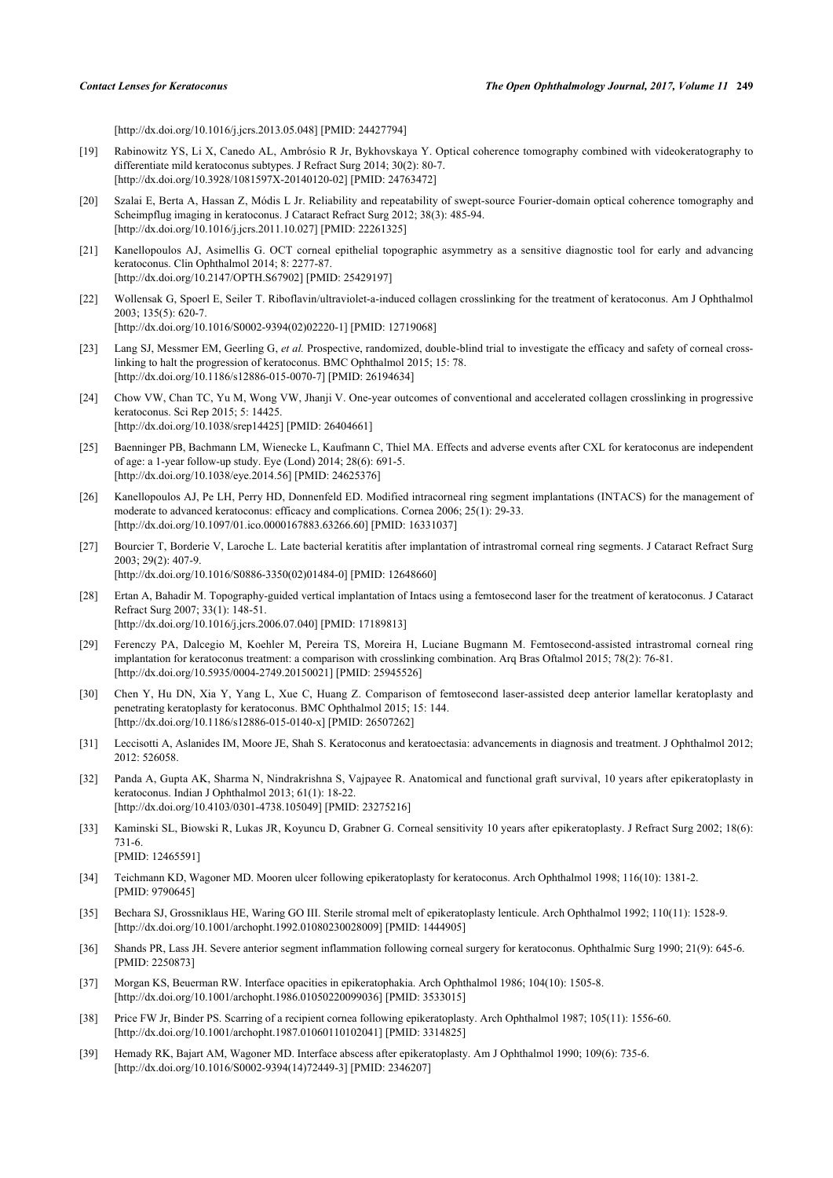[http://dx.doi.org/10.1016/j.jcrs.2013.05.048] [PMID: 24427794]

[19] Rabinowitz YS, Li X, Canedo AL, Ambrósio R Jr, Bykhovskaya Y. Optical coherence tomography combined with videokeratography to differentiate mild keratoconus subtypes. J Refract Surg 2014; 30(2): 80-7.
[http://dx.doi.org/10.3928/1081597X-20140120-02] [PMID: 24763472]

[20] Szalai E, Berta A, Hassan Z, Módis L Jr. Reliability and repeatability of swept-source Fourier-domain optical coherence tomography and Scheimpflug imaging in keratoconus. J Cataract Refract Surg 2012; 38(3): 485-94.
[http://dx.doi.org/10.1016/j.jcrs.2011.10.027] [PMID: 22261325]

[21] Kanellopoulos AJ, Asimellis G. OCT corneal epithelial topographic asymmetry as a sensitive diagnostic tool for early and advancing keratoconus. Clin Ophthalmol 2014; 8: 2277-87.
[http://dx.doi.org/10.2147/OPTH.S67902] [PMID: 25429197]

[22] Wollensak G, Spoerl E, Seiler T. Riboflavin/ultraviolet-a-induced collagen crosslinking for the treatment of keratoconus. Am J Ophthalmol 2003; 135(5): 620-7.
[http://dx.doi.org/10.1016/S0002-9394(02)02220-1] [PMID: 12719068]

[23] Lang SJ, Messmer EM, Geerling G, *et al.* Prospective, randomized, double-blind trial to investigate the efficacy and safety of corneal cross-linking to halt the progression of keratoconus. BMC Ophthalmol 2015; 15: 78.
[http://dx.doi.org/10.1186/s12886-015-0070-7] [PMID: 26194634]

[24] Chow VW, Chan TC, Yu M, Wong VW, Jhanji V. One-year outcomes of conventional and accelerated collagen crosslinking in progressive keratoconus. Sci Rep 2015; 5: 14425.
[http://dx.doi.org/10.1038/srep14425] [PMID: 26404661]

[25] Baenninger PB, Bachmann LM, Wienecke L, Kaufmann C, Thiel MA. Effects and adverse events after CXL for keratoconus are independent of age: a 1-year follow-up study. Eye (Lond) 2014; 28(6): 691-5.
[http://dx.doi.org/10.1038/eye.2014.56] [PMID: 24625376]

[26] Kanellopoulos AJ, Pe LH, Perry HD, Donnenfeld ED. Modified intracorneal ring segment implantations (INTACS) for the management of moderate to advanced keratoconus: efficacy and complications. Cornea 2006; 25(1): 29-33.
[http://dx.doi.org/10.1097/01.ico.0000167883.63266.60] [PMID: 16331037]

[27] Bourcier T, Borderie V, Laroche L. Late bacterial keratitis after implantation of intrastromal corneal ring segments. J Cataract Refract Surg 2003; 29(2): 407-9.
[http://dx.doi.org/10.1016/S0886-3350(02)01484-0] [PMID: 12648660]

[28] Ertan A, Bahadir M. Topography-guided vertical implantation of Intacs using a femtosecond laser for the treatment of keratoconus. J Cataract Refract Surg 2007; 33(1): 148-51.
[http://dx.doi.org/10.1016/j.jcrs.2006.07.040] [PMID: 17189813]

[29] Ferenczy PA, Dalcegio M, Koehler M, Pereira TS, Moreira H, Luciane Bugmann M. Femtosecond-assisted intrastromal corneal ring implantation for keratoconus treatment: a comparison with crosslinking combination. Arq Bras Oftalmol 2015; 78(2): 76-81.
[http://dx.doi.org/10.5935/0004-2749.20150021] [PMID: 25945526]

[30] Chen Y, Hu DN, Xia Y, Yang L, Xue C, Huang Z. Comparison of femtosecond laser-assisted deep anterior lamellar keratoplasty and penetrating keratoplasty for keratoconus. BMC Ophthalmol 2015; 15: 144.
[http://dx.doi.org/10.1186/s12886-015-0140-x] [PMID: 26507262]

[31] Leccisotti A, Aslanides IM, Moore JE, Shah S. Keratoconus and keratoectasia: advancements in diagnosis and treatment. J Ophthalmol 2012; 2012: 526058.

[32] Panda A, Gupta AK, Sharma N, Nindrakrishna S, Vajpayee R. Anatomical and functional graft survival, 10 years after epikeratoplasty in keratoconus. Indian J Ophthalmol 2013; 61(1): 18-22.
[http://dx.doi.org/10.4103/0301-4738.105049] [PMID: 23275216]

[33] Kaminski SL, Biowski R, Lukas JR, Koyuncu D, Grabner G. Corneal sensitivity 10 years after epikeratoplasty. J Refract Surg 2002; 18(6): 731-6.
[PMID: 12465591]

[34] Teichmann KD, Wagoner MD. Mooren ulcer following epikeratoplasty for keratoconus. Arch Ophthalmol 1998; 116(10): 1381-2.
[PMID: 9790645]

[35] Bechara SJ, Grossniklaus HE, Waring GO III. Sterile stromal melt of epikeratoplasty lenticule. Arch Ophthalmol 1992; 110(11): 1528-9.
[http://dx.doi.org/10.1001/archopht.1992.01080230028009] [PMID: 1444905]

[36] Shands PR, Lass JH. Severe anterior segment inflammation following corneal surgery for keratoconus. Ophthalmic Surg 1990; 21(9): 645-6.
[PMID: 2250873]

[37] Morgan KS, Beuerman RW. Interface opacities in epikeratophakia. Arch Ophthalmol 1986; 104(10): 1505-8.
[http://dx.doi.org/10.1001/archopht.1986.01050220099036] [PMID: 3533015]

[38] Price FW Jr, Binder PS. Scarring of a recipient cornea following epikeratoplasty. Arch Ophthalmol 1987; 105(11): 1556-60.
[http://dx.doi.org/10.1001/archopht.1987.01060110102041] [PMID: 3314825]

[39] Hemady RK, Bajart AM, Wagoner MD. Interface abscess after epikeratoplasty. Am J Ophthalmol 1990; 109(6): 735-6.
[http://dx.doi.org/10.1016/S0002-9394(14)72449-3] [PMID: 2346207]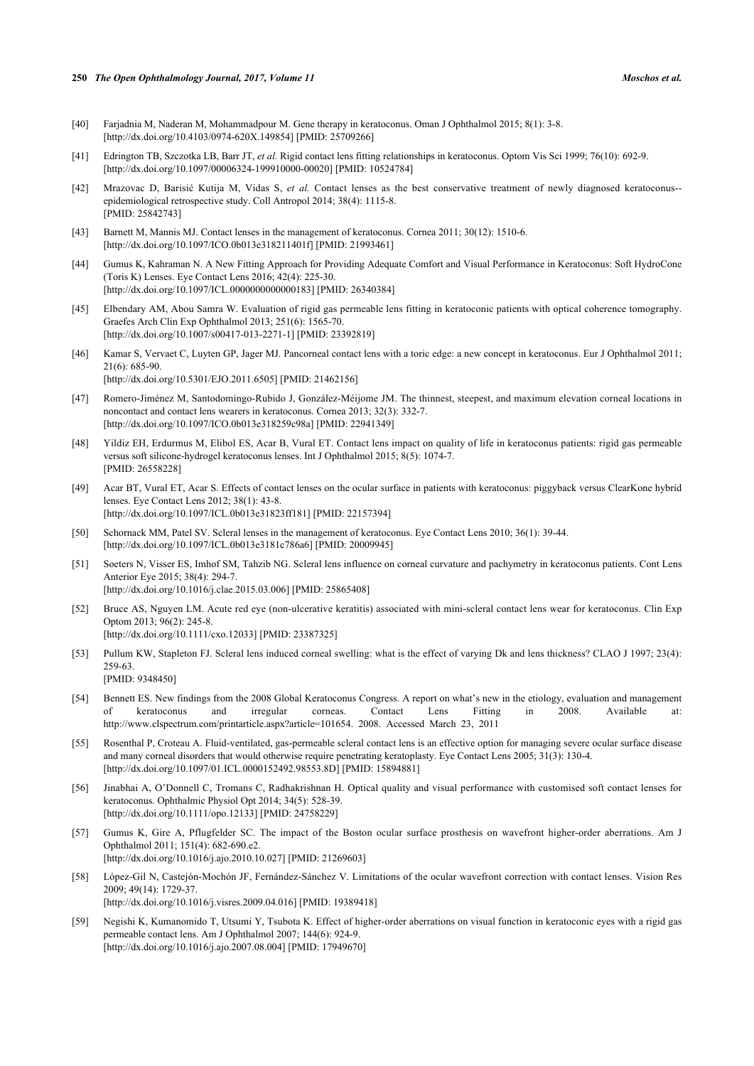[40] Farjadnia M, Naderan M, Mohammadpour M. Gene therapy in keratoconus. Oman J Ophthalmol 2015; 8(1): 3-8. [http://dx.doi.org/10.4103/0974-620X.149854] [PMID: 25709266]

[41] Edrington TB, Szczotka LB, Barr JT, *et al.* Rigid contact lens fitting relationships in keratoconus. Optom Vis Sci 1999; 76(10): 692-9. [http://dx.doi.org/10.1097/00006324-199910000-00020] [PMID: 10524784]

[42] Mrazovac D, Barisić Kutija M, Vidas S, *et al.* Contact lenses as the best conservative treatment of newly diagnosed keratoconus--epidemiological retrospective study. Coll Antropol 2014; 38(4): 1115-8. [PMID: 25842743]

[43] Barnett M, Mannis MJ. Contact lenses in the management of keratoconus. Cornea 2011; 30(12): 1510-6. [http://dx.doi.org/10.1097/ICO.0b013e318211401f] [PMID: 21993461]

[44] Gumus K, Kahraman N. A New Fitting Approach for Providing Adequate Comfort and Visual Performance in Keratoconus: Soft HydroCone (Toris K) Lenses. Eye Contact Lens 2016; 42(4): 225-30. [http://dx.doi.org/10.1097/ICL.0000000000000183] [PMID: 26340384]

[45] Elbendary AM, Abou Samra W. Evaluation of rigid gas permeable lens fitting in keratoconic patients with optical coherence tomography. Graefes Arch Clin Exp Ophthalmol 2013; 251(6): 1565-70. [http://dx.doi.org/10.1007/s00417-013-2271-1] [PMID: 23392819]

[46] Kamar S, Vervaet C, Luyten GP, Jager MJ. Pancorneal contact lens with a toric edge: a new concept in keratoconus. Eur J Ophthalmol 2011; 21(6): 685-90. [http://dx.doi.org/10.5301/EJO.2011.6505] [PMID: 21462156]

[47] Romero-Jiménez M, Santodomingo-Rubido J, González-Méijome JM. The thinnest, steepest, and maximum elevation corneal locations in noncontact and contact lens wearers in keratoconus. Cornea 2013; 32(3): 332-7. [http://dx.doi.org/10.1097/ICO.0b013e318259c98a] [PMID: 22941349]

[48] Yildiz EH, Erdurmus M, Elibol ES, Acar B, Vural ET. Contact lens impact on quality of life in keratoconus patients: rigid gas permeable versus soft silicone-hydrogel keratoconus lenses. Int J Ophthalmol 2015; 8(5): 1074-7. [PMID: 26558228]

[49] Acar BT, Vural ET, Acar S. Effects of contact lenses on the ocular surface in patients with keratoconus: piggyback versus ClearKone hybrid lenses. Eye Contact Lens 2012; 38(1): 43-8. [http://dx.doi.org/10.1097/ICL.0b013e31823ff181] [PMID: 22157394]

[50] Schornack MM, Patel SV. Scleral lenses in the management of keratoconus. Eye Contact Lens 2010; 36(1): 39-44. [http://dx.doi.org/10.1097/ICL.0b013e3181c786a6] [PMID: 20009945]

[51] Soeters N, Visser ES, Imhof SM, Tahzib NG. Scleral lens influence on corneal curvature and pachymetry in keratoconus patients. Cont Lens Anterior Eye 2015; 38(4): 294-7. [http://dx.doi.org/10.1016/j.clae.2015.03.006] [PMID: 25865408]

[52] Bruce AS, Nguyen LM. Acute red eye (non-ulcerative keratitis) associated with mini-scleral contact lens wear for keratoconus. Clin Exp Optom 2013; 96(2): 245-8. [http://dx.doi.org/10.1111/cxo.12033] [PMID: 23387325]

[53] Pullum KW, Stapleton FJ. Scleral lens induced corneal swelling: what is the effect of varying Dk and lens thickness? CLAO J 1997; 23(4): 259-63. [PMID: 9348450]

[54] Bennett ES. New findings from the 2008 Global Keratoconus Congress. A report on what's new in the etiology, evaluation and management of keratoconus and irregular corneas. Contact Lens Fitting in 2008. Available at: http://www.clspectrum.com/printarticle.aspx?article=101654. 2008. Accessed March 23, 2011

[55] Rosenthal P, Croteau A. Fluid-ventilated, gas-permeable scleral contact lens is an effective option for managing severe ocular surface disease and many corneal disorders that would otherwise require penetrating keratoplasty. Eye Contact Lens 2005; 31(3): 130-4. [http://dx.doi.org/10.1097/01.ICL.0000152492.98553.8D] [PMID: 15894881]

[56] Jinabhai A, O'Donnell C, Tromans C, Radhakrishnan H. Optical quality and visual performance with customised soft contact lenses for keratoconus. Ophthalmic Physiol Opt 2014; 34(5): 528-39. [http://dx.doi.org/10.1111/opo.12133] [PMID: 24758229]

[57] Gumus K, Gire A, Pflugfelder SC. The impact of the Boston ocular surface prosthesis on wavefront higher-order aberrations. Am J Ophthalmol 2011; 151(4): 682-690.e2. [http://dx.doi.org/10.1016/j.ajo.2010.10.027] [PMID: 21269603]

[58] López-Gil N, Castejón-Mochón JF, Fernández-Sánchez V. Limitations of the ocular wavefront correction with contact lenses. Vision Res 2009; 49(14): 1729-37. [http://dx.doi.org/10.1016/j.visres.2009.04.016] [PMID: 19389418]

[59] Negishi K, Kumanomido T, Utsumi Y, Tsubota K. Effect of higher-order aberrations on visual function in keratoconic eyes with a rigid gas permeable contact lens. Am J Ophthalmol 2007; 144(6): 924-9. [http://dx.doi.org/10.1016/j.ajo.2007.08.004] [PMID: 17949670]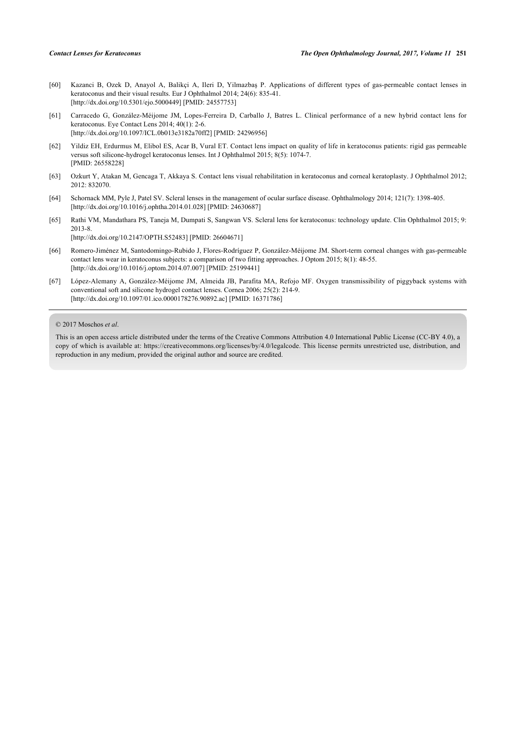[60] Kazanci B, Ozek D, Anayol A, Balikçi A, Ileri D, Yilmazbaş P. Applications of different types of gas-permeable contact lenses in keratoconus and their visual results. Eur J Ophthalmol 2014; 24(6): 835-41.
[http://dx.doi.org/10.5301/ejo.5000449] [PMID: 24557753]

[61] Carracedo G, González-Méijome JM, Lopes-Ferreira D, Carballo J, Batres L. Clinical performance of a new hybrid contact lens for keratoconus. Eye Contact Lens 2014; 40(1): 2-6.
[http://dx.doi.org/10.1097/ICL.0b013e3182a70ff2] [PMID: 24296956]

[62] Yildiz EH, Erdurmus M, Elibol ES, Acar B, Vural ET. Contact lens impact on quality of life in keratoconus patients: rigid gas permeable versus soft silicone-hydrogel keratoconus lenses. Int J Ophthalmol 2015; 8(5): 1074-7.
[PMID: 26558228]

[63] Ozkurt Y, Atakan M, Gencaga T, Akkaya S. Contact lens visual rehabilitation in keratoconus and corneal keratoplasty. J Ophthalmol 2012; 2012: 832070.

[64] Schornack MM, Pyle J, Patel SV. Scleral lenses in the management of ocular surface disease. Ophthalmology 2014; 121(7): 1398-405.
[http://dx.doi.org/10.1016/j.ophtha.2014.01.028] [PMID: 24630687]

[65] Rathi VM, Mandathara PS, Taneja M, Dumpati S, Sangwan VS. Scleral lens for keratoconus: technology update. Clin Ophthalmol 2015; 9: 2013-8.
[http://dx.doi.org/10.2147/OPTH.S52483] [PMID: 26604671]

[66] Romero-Jiménez M, Santodomingo-Rubido J, Flores-Rodríguez P, González-Méijome JM. Short-term corneal changes with gas-permeable contact lens wear in keratoconus subjects: a comparison of two fitting approaches. J Optom 2015; 8(1): 48-55.
[http://dx.doi.org/10.1016/j.optom.2014.07.007] [PMID: 25199441]

[67] López-Alemany A, González-Méijome JM, Almeida JB, Parafita MA, Refojo MF. Oxygen transmissibility of piggyback systems with conventional soft and silicone hydrogel contact lenses. Cornea 2006; 25(2): 214-9.
[http://dx.doi.org/10.1097/01.ico.0000178276.90892.ac] [PMID: 16371786]

© 2017 Moschos *et al*.

This is an open access article distributed under the terms of the Creative Commons Attribution 4.0 International Public License (CC-BY 4.0), a copy of which is available at: https://creativecommons.org/licenses/by/4.0/legalcode. This license permits unrestricted use, distribution, and reproduction in any medium, provided the original author and source are credited.